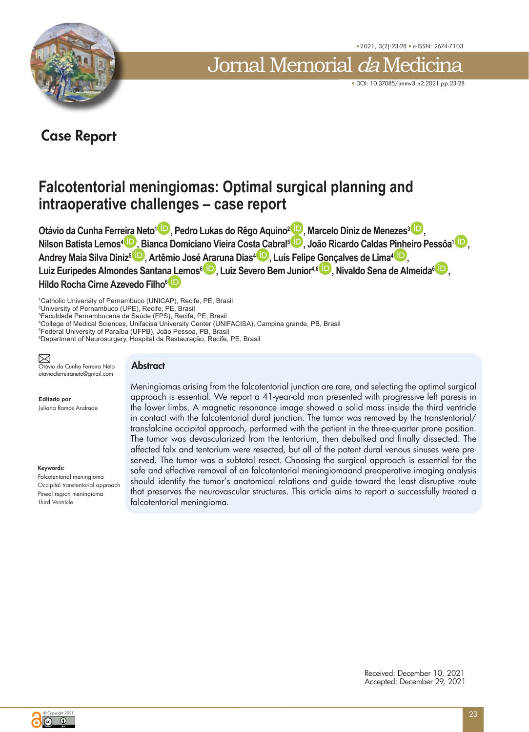## Case Report

# Falcotentorial meningiomas: Optimal surgical planning and intraoperative challenges – case report

**Otávio da Cunha Ferreira Neto[1], Pedro Lukas do Rêgo Aquino[2], Marcelo Diniz de Menezes[3], Nilson Batista Lemos[4], Bianca Domiciano Vieira Costa Cabral[5], João Ricardo Caldas Pinheiro Pessôa[1], Andrey Maia Silva Diniz[5], Artêmio José Araruna Dias[4], Luís Felipe Gonçalves de Lima[4], Luiz Euripedes Almondes Santana Lemos[6], Luiz Severo Bem Junior[4,6], Nivaldo Sena de Almeida[6], Hildo Rocha Cirne Azevedo Filho[6]**

[1]Catholic University of Pernambuco (UNICAP), Recife, PE, Brasil
[2]University of Pernambuco (UPE), Recife, PE, Brasil
[3]Faculdade Pernambucana de Saúde (FPS), Recife, PE, Brasil
[4]College of Medical Sciences, Unifacisa University Center (UNIFACISA), Campina grande, PB, Brasil
[5]Federal University of Paraíba (UFPB), João Pessoa, PB, Brasil
[6]Department of Neurosurgery, Hospital da Restauração, Recife, PE, Brasil

Otávio da Cunha Ferreira Neto
otaviocferreiraneto@gmail.com

**Editado por**
Juliana Ramos Andrade

**Keywords:**
Falcotentorial meningioma
Occipital transtentorial approach
Pineal region meningioma
Third Ventricle

## Abstract

Meningiomas arising from the falcotentorial junction are rare, and selecting the optimal surgical approach is essential. We report a 41-year-old man presented with progressive left paresis in the lower limbs. A magnetic resonance image showed a solid mass inside the third ventricle in contact with the falcotentorial dural junction. The tumor was removed by the transtentorial/transfalcine occipital approach, performed with the patient in the three-quarter prone position. The tumor was devascularized from the tentorium, then debulked and finally dissected. The affected falx and tentorium were resected, but all of the patent dural venous sinuses were preserved. The tumor was a subtotal resect. Choosing the surgical approach is essential for the safe and effective removal of an falcotentorial meningiomaand preoperative imaging analysis should identify the tumor's anatomical relations and guide toward the least disruptive route that preserves the neurovascular structures. This article aims to report a successfully treated a falcotentorial meningioma.

Received: December 10, 2021
Accepted: December 29, 2021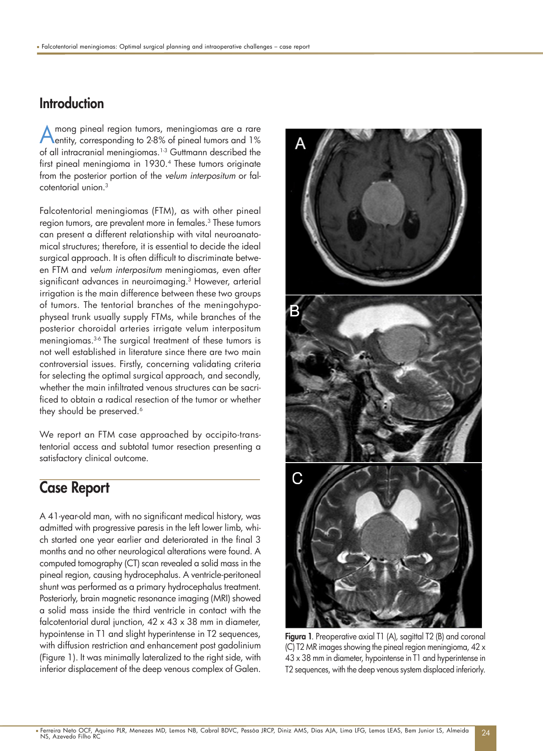## Introduction

Among pineal region tumors, meningiomas are a rare entity, corresponding to 2-8% of pineal tumors and 1% of all intracranial meningiomas.[1-3] Guttmann described the first pineal meningioma in 1930.[4] These tumors originate from the posterior portion of the *velum interpositum* or falcotentorial union.[3]

Falcotentorial meningiomas (FTM), as with other pineal region tumors, are prevalent more in females.[3] These tumors can present a different relationship with vital neuroanatomical structures; therefore, it is essential to decide the ideal surgical approach. It is often difficult to discriminate between FTM and *velum interpositum* meningiomas, even after significant advances in neuroimaging.[3] However, arterial irrigation is the main difference between these two groups of tumors. The tentorial branches of the meningohypophyseal trunk usually supply FTMs, while branches of the posterior choroidal arteries irrigate velum interpositum meningiomas.[3-6] The surgical treatment of these tumors is not well established in literature since there are two main controversial issues. Firstly, concerning validating criteria for selecting the optimal surgical approach, and secondly, whether the main infiltrated venous structures can be sacrificed to obtain a radical resection of the tumor or whether they should be preserved.[6]

We report an FTM case approached by occipito-transtentorial access and subtotal tumor resection presenting a satisfactory clinical outcome.

## Case Report

A 41-year-old man, with no significant medical history, was admitted with progressive paresis in the left lower limb, which started one year earlier and deteriorated in the final 3 months and no other neurological alterations were found. A computed tomography (CT) scan revealed a solid mass in the pineal region, causing hydrocephalus. A ventricle-peritoneal shunt was performed as a primary hydrocephalus treatment. Posteriorly, brain magnetic resonance imaging (MRI) showed a solid mass inside the third ventricle in contact with the falcotentorial dural junction, 42 x 43 x 38 mm in diameter, hypointense in T1 and slight hyperintense in T2 sequences, with diffusion restriction and enhancement post gadolinium (Figure 1). It was minimally lateralized to the right side, with inferior displacement of the deep venous complex of Galen.

**Figura 1**. Preoperative axial T1 (A), sagittal T2 (B) and coronal (C) T2 MR images showing the pineal region meningioma, 42 x 43 x 38 mm in diameter, hypointense in T1 and hyperintense in T2 sequences, with the deep venous system displaced inferiorly.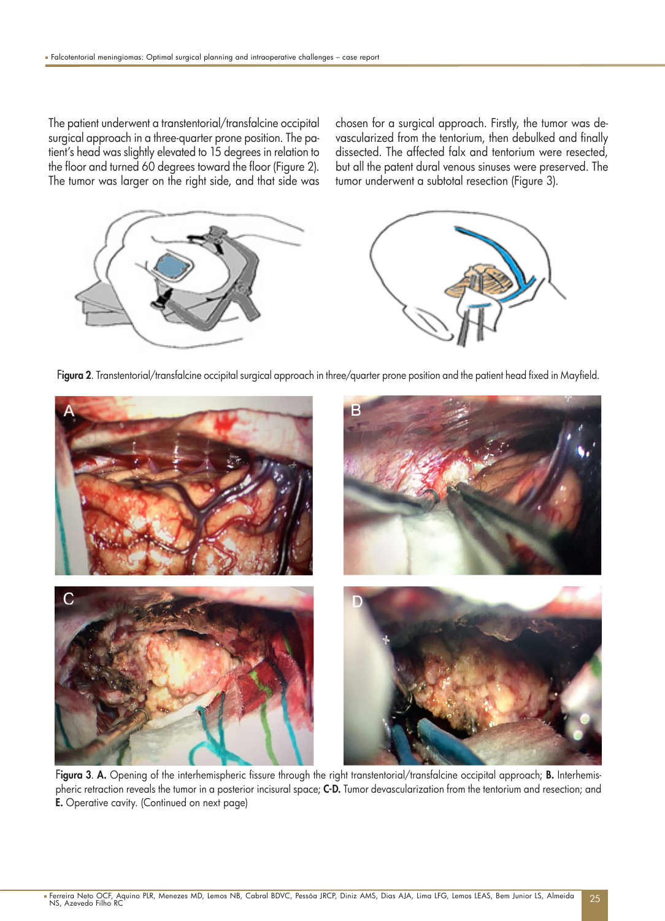The patient underwent a transtentorial/transfalcine occipital surgical approach in a three-quarter prone position. The patient's head was slightly elevated to 15 degrees in relation to the floor and turned 60 degrees toward the floor (Figure 2). The tumor was larger on the right side, and that side was chosen for a surgical approach. Firstly, the tumor was devascularized from the tentorium, then debulked and finally dissected. The affected falx and tentorium were resected, but all the patent dural venous sinuses were preserved. The tumor underwent a subtotal resection (Figure 3).

**Figura 2**. Transtentorial/transfalcine occipital surgical approach in three/quarter prone position and the patient head fixed in Mayfield.

**Figura 3**. **A.** Opening of the interhemispheric fissure through the right transtentorial/transfalcine occipital approach; **B.** Interhemispheric retraction reveals the tumor in a posterior incisural space; **C-D.** Tumor devascularization from the tentorium and resection; and **E.** Operative cavity. (Continued on next page)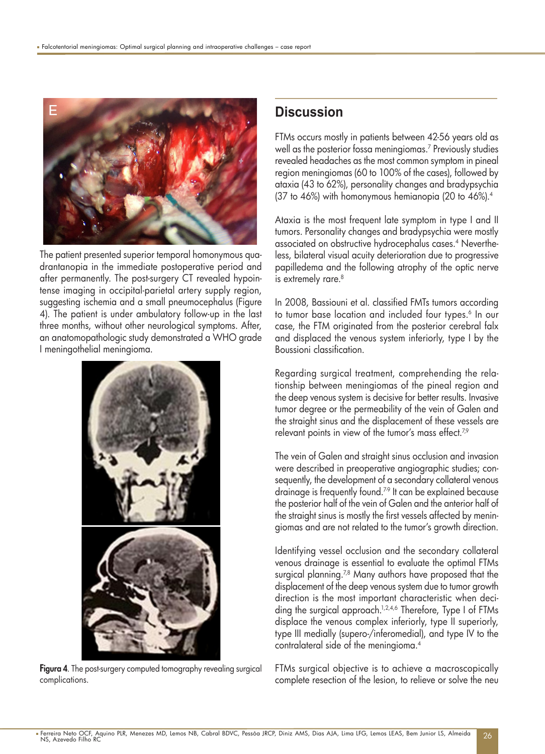The patient presented superior temporal homonymous quadrantanopia in the immediate postoperative period and after permanently. The post-surgery CT revealed hypointense imaging in occipital-parietal artery supply region, suggesting ischemia and a small pneumocephalus (Figure 4). The patient is under ambulatory follow-up in the last three months, without other neurological symptoms. After, an anatomopathologic study demonstrated a WHO grade I meningothelial meningioma.

**Figura 4**. The post-surgery computed tomography revealing surgical complications.

## Discussion

FTMs occurs mostly in patients between 42-56 years old as well as the posterior fossa meningiomas.[7] Previously studies revealed headaches as the most common symptom in pineal region meningiomas (60 to 100% of the cases), followed by ataxia (43 to 62%), personality changes and bradypsychia (37 to 46%) with homonymous hemianopia (20 to 46%).[4]

Ataxia is the most frequent late symptom in type I and II tumors. Personality changes and bradypsychia were mostly associated on obstructive hydrocephalus cases.[4] Nevertheless, bilateral visual acuity deterioration due to progressive papilledema and the following atrophy of the optic nerve is extremely rare.[8]

In 2008, Bassiouni et al. classified FMTs tumors according to tumor base location and included four types.[6] In our case, the FTM originated from the posterior cerebral falx and displaced the venous system inferiorly, type I by the Boussioni classification.

Regarding surgical treatment, comprehending the relationship between meningiomas of the pineal region and the deep venous system is decisive for better results. Invasive tumor degree or the permeability of the vein of Galen and the straight sinus and the displacement of these vessels are relevant points in view of the tumor's mass effect.[7,9]

The vein of Galen and straight sinus occlusion and invasion were described in preoperative angiographic studies; consequently, the development of a secondary collateral venous drainage is frequently found.[7,9] It can be explained because the posterior half of the vein of Galen and the anterior half of the straight sinus is mostly the first vessels affected by meningiomas and are not related to the tumor's growth direction.

Identifying vessel occlusion and the secondary collateral venous drainage is essential to evaluate the optimal FTMs surgical planning.[7,8] Many authors have proposed that the displacement of the deep venous system due to tumor growth direction is the most important characteristic when deciding the surgical approach.[1,2,4,6] Therefore, Type I of FTMs displace the venous complex inferiorly, type II superiorly, type III medially (supero-/inferomedial), and type IV to the contralateral side of the meningioma.[4]

FTMs surgical objective is to achieve a macroscopically complete resection of the lesion, to relieve or solve the neu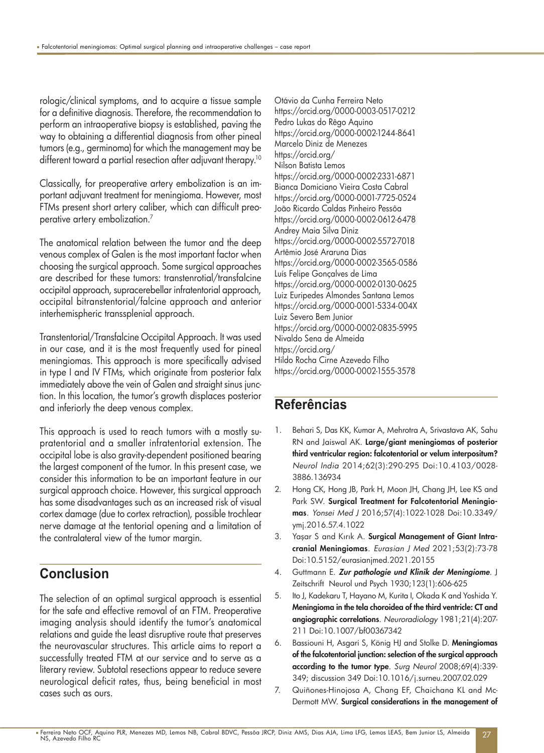rologic/clinical symptoms, and to acquire a tissue sample for a definitive diagnosis. Therefore, the recommendation to perform an intraoperative biopsy is established, paving the way to obtaining a differential diagnosis from other pineal tumors (e.g., germinoma) for which the management may be different toward a partial resection after adjuvant therapy.[10]

Classically, for preoperative artery embolization is an important adjuvant treatment for meningioma. However, most FTMs present short artery caliber, which can difficult preoperative artery embolization.[7]

The anatomical relation between the tumor and the deep venous complex of Galen is the most important factor when choosing the surgical approach. Some surgical approaches are described for these tumors: transtenrotial/transfalcine occipital approach, supracerebellar infratentorial approach, occipital bitranstentorial/falcine approach and anterior interhemispheric transsplenial approach.

Transtentorial/Transfalcine Occipital Approach. It was used in our case, and it is the most frequently used for pineal meningiomas. This approach is more specifically advised in type I and IV FTMs, which originate from posterior falx immediately above the vein of Galen and straight sinus junction. In this location, the tumor's growth displaces posterior and inferiorly the deep venous complex.

This approach is used to reach tumors with a mostly supratentorial and a smaller infratentorial extension. The occipital lobe is also gravity-dependent positioned bearing the largest component of the tumor. In this present case, we consider this information to be an important feature in our surgical approach choice. However, this surgical approach has some disadvantages such as an increased risk of visual cortex damage (due to cortex retraction), possible trochlear nerve damage at the tentorial opening and a limitation of the contralateral view of the tumor margin.

## Conclusion

The selection of an optimal surgical approach is essential for the safe and effective removal of an FTM. Preoperative imaging analysis should identify the tumor's anatomical relations and guide the least disruptive route that preserves the neurovascular structures. This article aims to report a successfully treated FTM at our service and to serve as a literary review. Subtotal resections appear to reduce severe neurological deficit rates, thus, being beneficial in most cases such as ours.

Otávio da Cunha Ferreira Neto
https://orcid.org/0000-0003-0517-0212
Pedro Lukas do Rêgo Aquino
https://orcid.org/0000-0002-1244-8641
Marcelo Diniz de Menezes
https://orcid.org/
Nilson Batista Lemos
https://orcid.org/0000-0002-2331-6871
Bianca Domiciano Vieira Costa Cabral
https://orcid.org/0000-0001-7725-0524
João Ricardo Caldas Pinheiro Pessôa
https://orcid.org/0000-0002-0612-6478
Andrey Maia Silva Diniz
https://orcid.org/0000-0002-5572-7018
Artêmio José Araruna Dias
https://orcid.org/0000-0002-3565-0586
Luís Felipe Gonçalves de Lima
https://orcid.org/0000-0002-0130-0625
Luiz Euripedes Almondes Santana Lemos
https://orcid.org/0000-0001-5334-004X
Luiz Severo Bem Junior
https://orcid.org/0000-0002-0835-5995
Nivaldo Sena de Almeida
https://orcid.org/
Hildo Rocha Cirne Azevedo Filho
https://orcid.org/0000-0002-1555-3578

## Referências

1. Behari S, Das KK, Kumar A, Mehrotra A, Srivastava AK, Sahu RN and Jaiswal AK. **Large/giant meningiomas of posterior third ventricular region: falcotentorial or velum interpositum?** *Neurol India* 2014;62(3):290-295 Doi:10.4103/0028-3886.136934
2. Hong CK, Hong JB, Park H, Moon JH, Chang JH, Lee KS and Park SW. **Surgical Treatment for Falcotentorial Meningiomas**. *Yonsei Med J* 2016;57(4):1022-1028 Doi:10.3349/ymj.2016.57.4.1022
3. Yaşar S and Kırık A. **Surgical Management of Giant Intracranial Meningiomas**. *Eurasian J Med* 2021;53(2):73-78 Doi:10.5152/eurasianjmed.2021.20155
4. Guttmann E. ***Zur pathologie und Klinik der Meningiome***. J Zeitschrift Neurol und Psych 1930;123(1):606-625
5. Ito J, Kadekaru T, Hayano M, Kurita I, Okada K and Yoshida Y. **Meningioma in the tela choroidea of the third ventricle: CT and angiographic correlations**. *Neuroradiology* 1981;21(4):207-211 Doi:10.1007/bf00367342
6. Bassiouni H, Asgari S, König HJ and Stolke D. **Meningiomas of the falcotentorial junction: selection of the surgical approach according to the tumor type**. *Surg Neurol* 2008;69(4):339-349; discussion 349 Doi:10.1016/j.surneu.2007.02.029
7. Quiñones-Hinojosa A, Chang EF, Chaichana KL and McDermott MW. **Surgical considerations in the management of**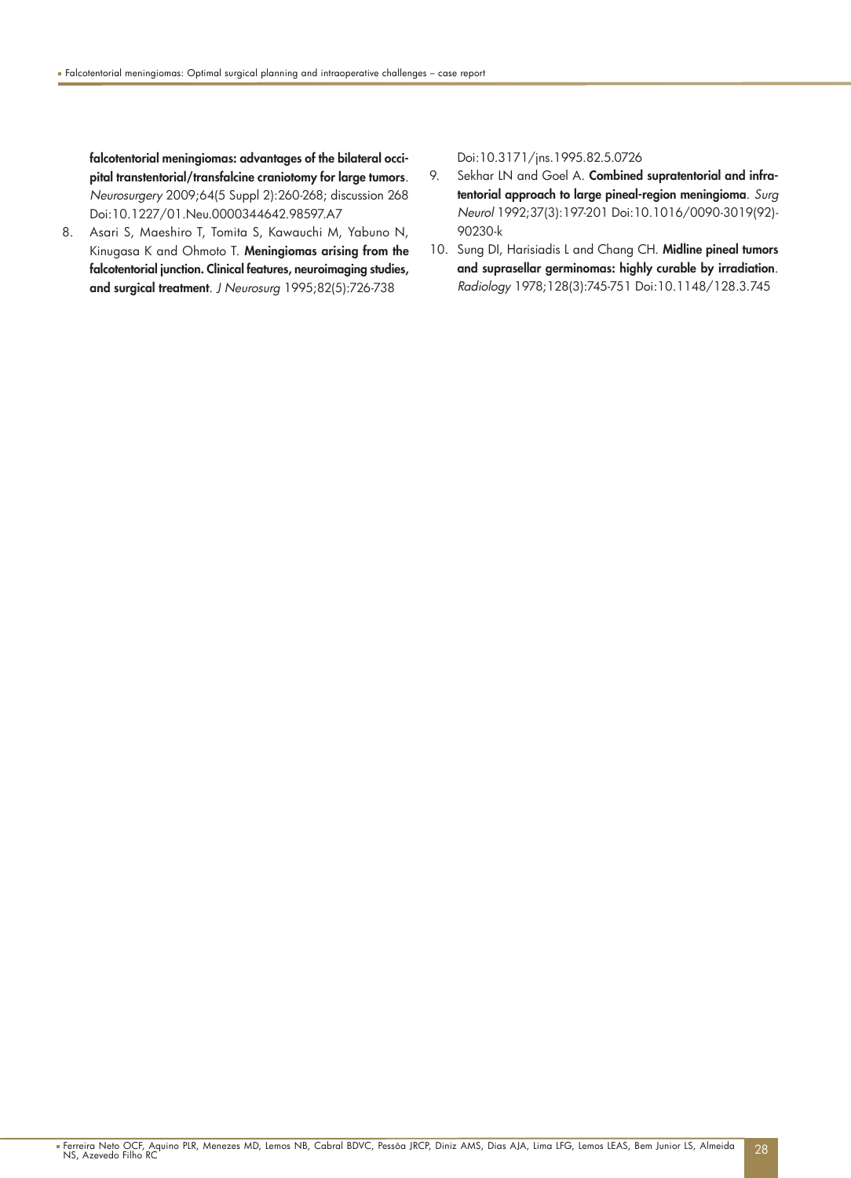**falcotentorial meningiomas: advantages of the bilateral occipital transtentorial/transfalcine craniotomy for large tumors**. *Neurosurgery* 2009;64(5 Suppl 2):260-268; discussion 268 Doi:10.1227/01.Neu.0000344642.98597.A7

8. Asari S, Maeshiro T, Tomita S, Kawauchi M, Yabuno N, Kinugasa K and Ohmoto T. **Meningiomas arising from the falcotentorial junction. Clinical features, neuroimaging studies, and surgical treatment**. *J Neurosurg* 1995;82(5):726-738 Doi:10.3171/jns.1995.82.5.0726
9. Sekhar LN and Goel A. **Combined supratentorial and infratentorial approach to large pineal-region meningioma**. *Surg Neurol* 1992;37(3):197-201 Doi:10.1016/0090-3019(92)-90230-k
10. Sung DI, Harisiadis L and Chang CH. **Midline pineal tumors and suprasellar germinomas: highly curable by irradiation**. *Radiology* 1978;128(3):745-751 Doi:10.1148/128.3.745